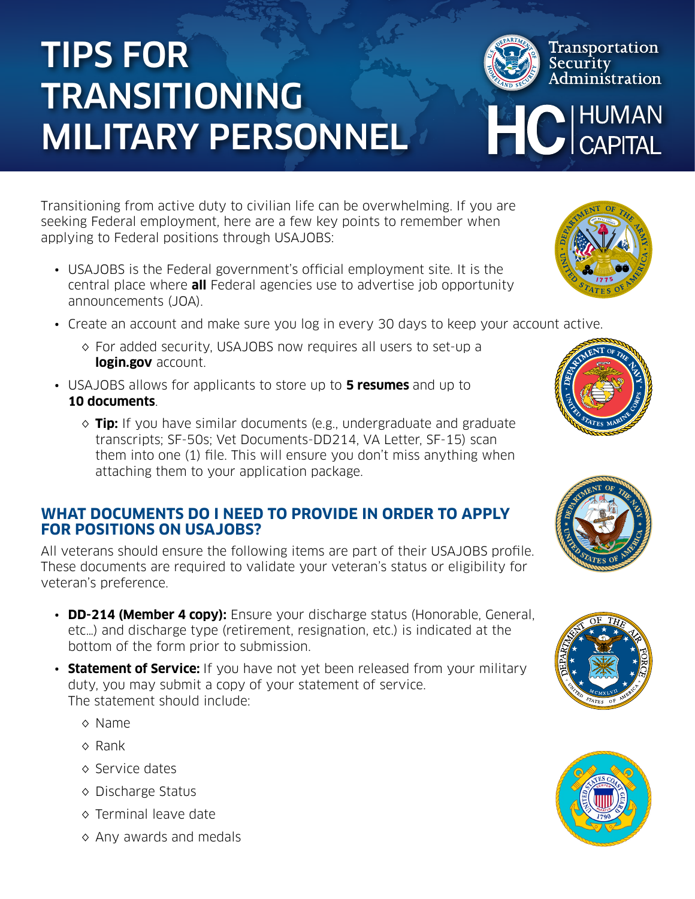# TIPS FOR TRANSITIONING MILITARY PERSONNEL

Transportation Security Administration

HC | HUMAN CAPITAL

Transitioning from active duty to civilian life can be overwhelming. If you are seeking Federal employment, here are a few key points to remember when applying to Federal positions through USAJOBS:

- USAJOBS is the Federal government's official employment site. It is the central place where **all** Federal agencies use to advertise job opportunity announcements (JOA).
- Create an account and make sure you log in every 30 days to keep your account active.
  - For added security, USAJOBS now requires all users to set-up a **login.gov** account.
- USAJOBS allows for applicants to store up to **5 resumes** and up to **10 documents**.
  - **Tip:** If you have similar documents (e.g., undergraduate and graduate transcripts; SF-50s; Vet Documents-DD214, VA Letter, SF-15) scan them into one (1) file. This will ensure you don't miss anything when attaching them to your application package.

## WHAT DOCUMENTS DO I NEED TO PROVIDE IN ORDER TO APPLY FOR POSITIONS ON USAJOBS?

All veterans should ensure the following items are part of their USAJOBS profile. These documents are required to validate your veteran's status or eligibility for veteran's preference.

- **DD-214 (Member 4 copy):** Ensure your discharge status (Honorable, General, etc…) and discharge type (retirement, resignation, etc.) is indicated at the bottom of the form prior to submission.
- **Statement of Service:** If you have not yet been released from your military duty, you may submit a copy of your statement of service. The statement should include:
  - Name
  - Rank
  - Service dates
  - Discharge Status
  - Terminal leave date
  - Any awards and medals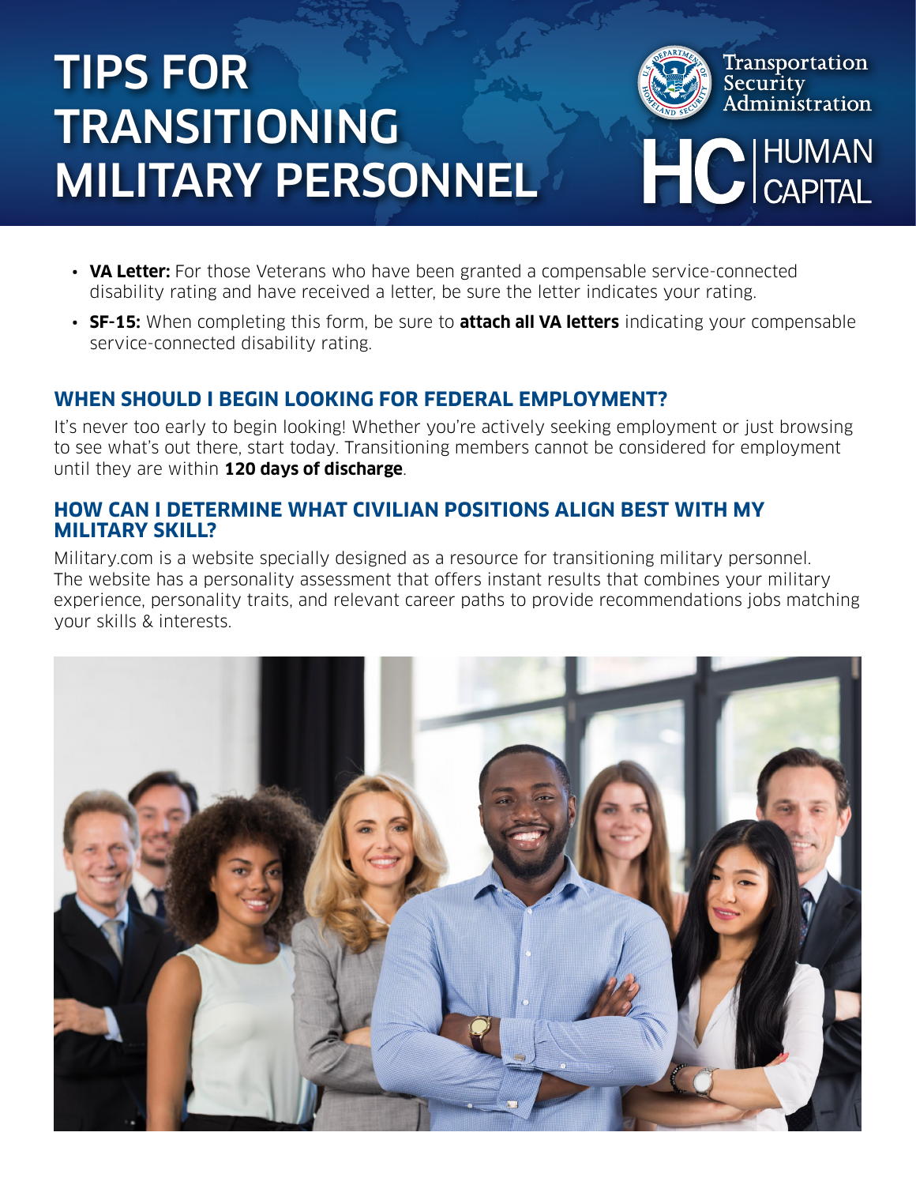# TIPS FOR TRANSITIONING MILITARY PERSONNEL

Transportation Security Administration

HC | HUMAN CAPITAL

- **VA Letter:** For those Veterans who have been granted a compensable service-connected disability rating and have received a letter, be sure the letter indicates your rating.
- **SF-15:** When completing this form, be sure to **attach all VA letters** indicating your compensable service-connected disability rating.

## WHEN SHOULD I BEGIN LOOKING FOR FEDERAL EMPLOYMENT?

It's never too early to begin looking! Whether you're actively seeking employment or just browsing to see what's out there, start today. Transitioning members cannot be considered for employment until they are within **120 days of discharge**.

## HOW CAN I DETERMINE WHAT CIVILIAN POSITIONS ALIGN BEST WITH MY MILITARY SKILL?

Military.com is a website specially designed as a resource for transitioning military personnel. The website has a personality assessment that offers instant results that combines your military experience, personality traits, and relevant career paths to provide recommendations jobs matching your skills & interests.